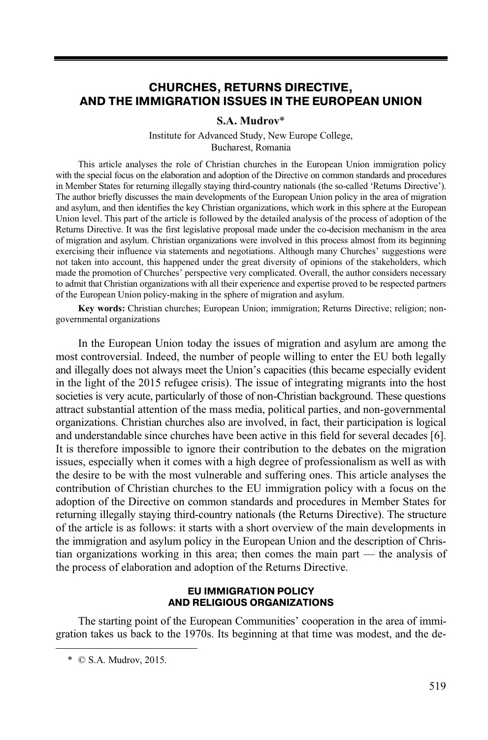# CHURCHES, RETURNS DIRECTIVE, AND THE IMMIGRATION ISSUES IN THE EUROPEAN UNION

**S.A. Mudrov***

Institute for Advanced Study, New Europe College,
Bucharest, Romania

This article analyses the role of Christian churches in the European Union immigration policy with the special focus on the elaboration and adoption of the Directive on common standards and procedures in Member States for returning illegally staying third-country nationals (the so-called 'Returns Directive'). The author briefly discusses the main developments of the European Union policy in the area of migration and asylum, and then identifies the key Christian organizations, which work in this sphere at the European Union level. This part of the article is followed by the detailed analysis of the process of adoption of the Returns Directive. It was the first legislative proposal made under the co-decision mechanism in the area of migration and asylum. Christian organizations were involved in this process almost from its beginning exercising their influence via statements and negotiations. Although many Churches' suggestions were not taken into account, this happened under the great diversity of opinions of the stakeholders, which made the promotion of Churches' perspective very complicated. Overall, the author considers necessary to admit that Christian organizations with all their experience and expertise proved to be respected partners of the European Union policy-making in the sphere of migration and asylum.

**Key words:** Christian churches; European Union; immigration; Returns Directive; religion; non-governmental organizations

In the European Union today the issues of migration and asylum are among the most controversial. Indeed, the number of people willing to enter the EU both legally and illegally does not always meet the Union's capacities (this became especially evident in the light of the 2015 refugee crisis). The issue of integrating migrants into the host societies is very acute, particularly of those of non-Christian background. These questions attract substantial attention of the mass media, political parties, and non-governmental organizations. Christian churches also are involved, in fact, their participation is logical and understandable since churches have been active in this field for several decades [6]. It is therefore impossible to ignore their contribution to the debates on the migration issues, especially when it comes with a high degree of professionalism as well as with the desire to be with the most vulnerable and suffering ones. This article analyses the contribution of Christian churches to the EU immigration policy with a focus on the adoption of the Directive on common standards and procedures in Member States for returning illegally staying third-country nationals (the Returns Directive). The structure of the article is as follows: it starts with a short overview of the main developments in the immigration and asylum policy in the European Union and the description of Christian organizations working in this area; then comes the main part — the analysis of the process of elaboration and adoption of the Returns Directive.

## EU IMMIGRATION POLICY AND RELIGIOUS ORGANIZATIONS

The starting point of the European Communities' cooperation in the area of immigration takes us back to the 1970s. Its beginning at that time was modest, and the de-

* © S.A. Mudrov, 2015.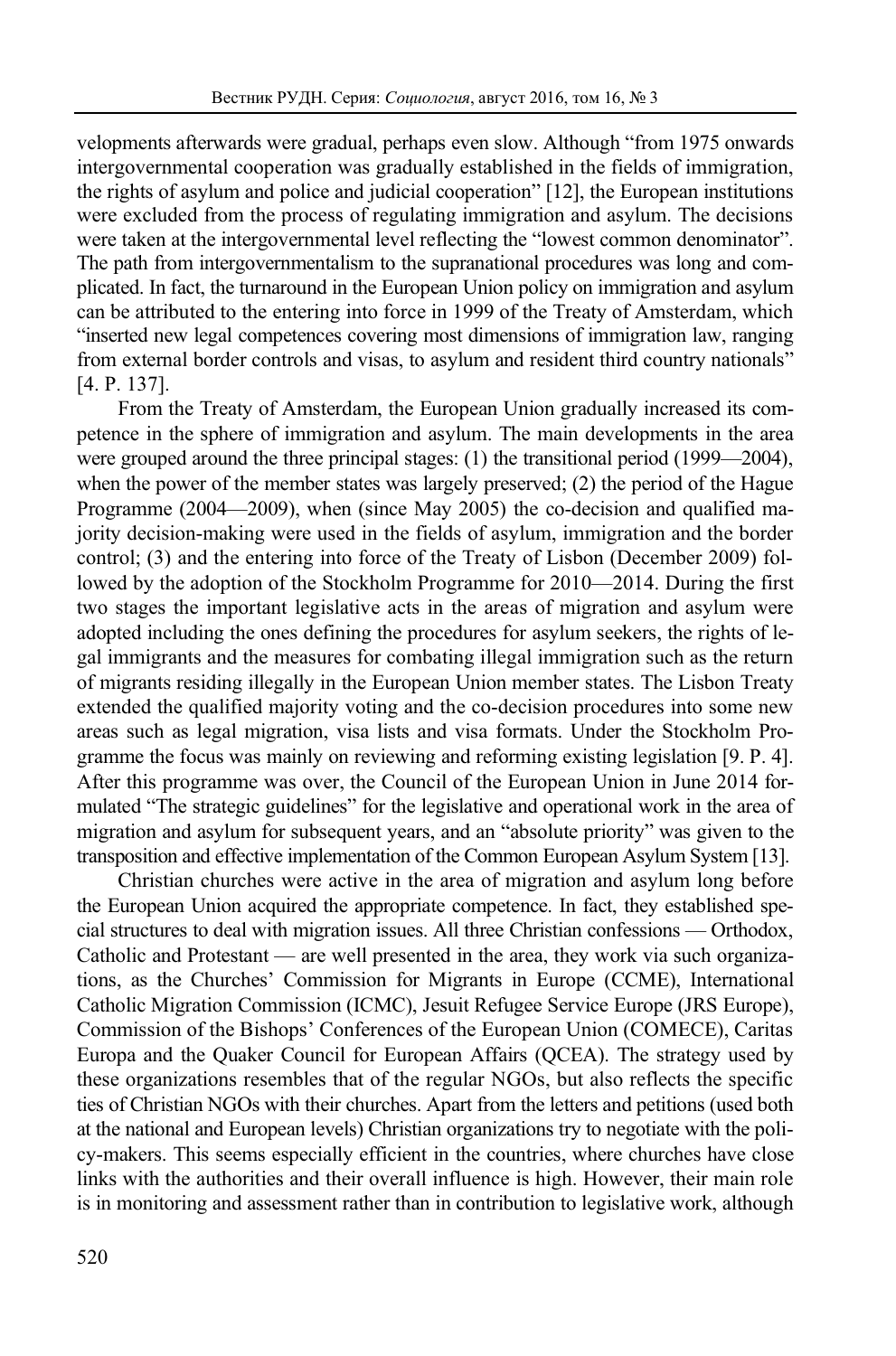velopments afterwards were gradual, perhaps even slow. Although "from 1975 onwards intergovernmental cooperation was gradually established in the fields of immigration, the rights of asylum and police and judicial cooperation" [12], the European institutions were excluded from the process of regulating immigration and asylum. The decisions were taken at the intergovernmental level reflecting the "lowest common denominator". The path from intergovernmentalism to the supranational procedures was long and complicated. In fact, the turnaround in the European Union policy on immigration and asylum can be attributed to the entering into force in 1999 of the Treaty of Amsterdam, which "inserted new legal competences covering most dimensions of immigration law, ranging from external border controls and visas, to asylum and resident third country nationals" [4. P. 137].

From the Treaty of Amsterdam, the European Union gradually increased its competence in the sphere of immigration and asylum. The main developments in the area were grouped around the three principal stages: (1) the transitional period (1999—2004), when the power of the member states was largely preserved; (2) the period of the Hague Programme (2004—2009), when (since May 2005) the co-decision and qualified majority decision-making were used in the fields of asylum, immigration and the border control; (3) and the entering into force of the Treaty of Lisbon (December 2009) followed by the adoption of the Stockholm Programme for 2010—2014. During the first two stages the important legislative acts in the areas of migration and asylum were adopted including the ones defining the procedures for asylum seekers, the rights of legal immigrants and the measures for combating illegal immigration such as the return of migrants residing illegally in the European Union member states. The Lisbon Treaty extended the qualified majority voting and the co-decision procedures into some new areas such as legal migration, visa lists and visa formats. Under the Stockholm Programme the focus was mainly on reviewing and reforming existing legislation [9. P. 4]. After this programme was over, the Council of the European Union in June 2014 formulated "The strategic guidelines" for the legislative and operational work in the area of migration and asylum for subsequent years, and an "absolute priority" was given to the transposition and effective implementation of the Common European Asylum System [13].

Christian churches were active in the area of migration and asylum long before the European Union acquired the appropriate competence. In fact, they established special structures to deal with migration issues. All three Christian confessions — Orthodox, Catholic and Protestant — are well presented in the area, they work via such organizations, as the Churches' Commission for Migrants in Europe (CCME), International Catholic Migration Commission (ICMC), Jesuit Refugee Service Europe (JRS Europe), Commission of the Bishops' Conferences of the European Union (COMECE), Caritas Europa and the Quaker Council for European Affairs (QCEA). The strategy used by these organizations resembles that of the regular NGOs, but also reflects the specific ties of Christian NGOs with their churches. Apart from the letters and petitions (used both at the national and European levels) Christian organizations try to negotiate with the policy-makers. This seems especially efficient in the countries, where churches have close links with the authorities and their overall influence is high. However, their main role is in monitoring and assessment rather than in contribution to legislative work, although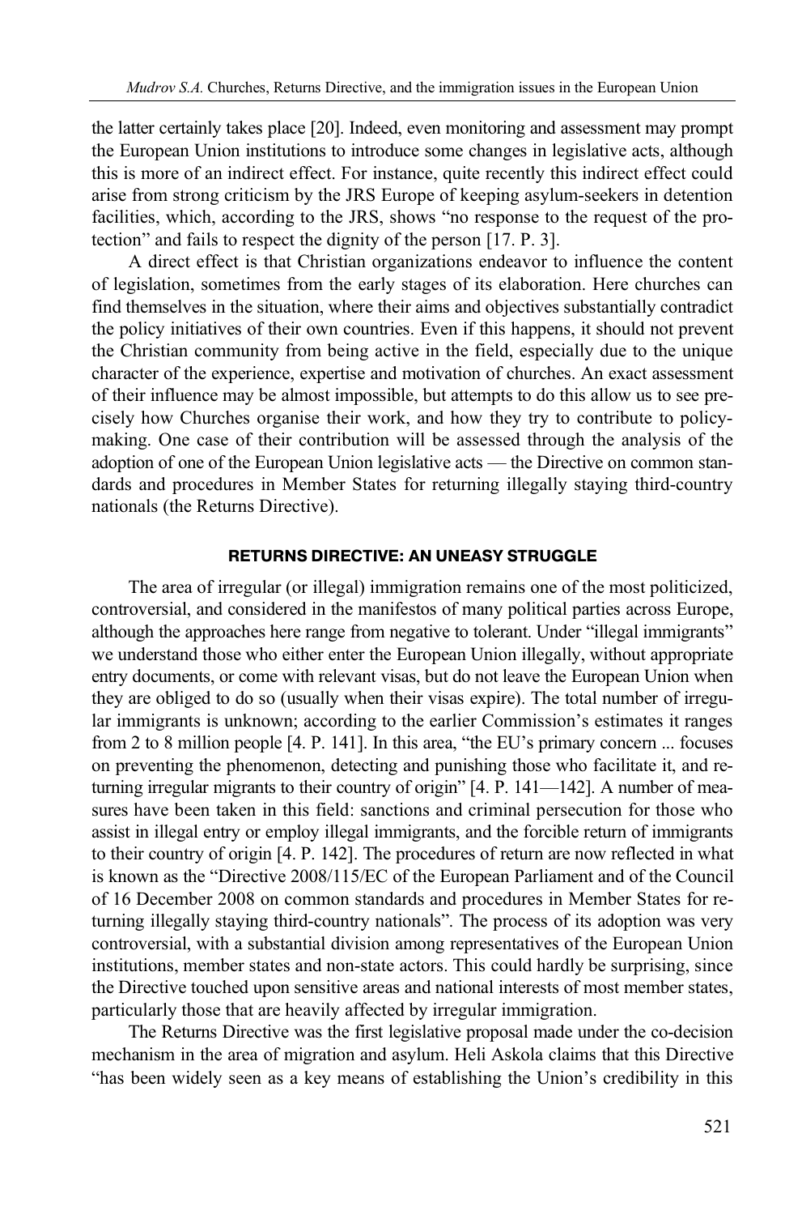the latter certainly takes place [20]. Indeed, even monitoring and assessment may prompt the European Union institutions to introduce some changes in legislative acts, although this is more of an indirect effect. For instance, quite recently this indirect effect could arise from strong criticism by the JRS Europe of keeping asylum-seekers in detention facilities, which, according to the JRS, shows "no response to the request of the protection" and fails to respect the dignity of the person [17. P. 3].

A direct effect is that Christian organizations endeavor to influence the content of legislation, sometimes from the early stages of its elaboration. Here churches can find themselves in the situation, where their aims and objectives substantially contradict the policy initiatives of their own countries. Even if this happens, it should not prevent the Christian community from being active in the field, especially due to the unique character of the experience, expertise and motivation of churches. An exact assessment of their influence may be almost impossible, but attempts to do this allow us to see precisely how Churches organise their work, and how they try to contribute to policy-making. One case of their contribution will be assessed through the analysis of the adoption of one of the European Union legislative acts — the Directive on common standards and procedures in Member States for returning illegally staying third-country nationals (the Returns Directive).

## RETURNS DIRECTIVE: AN UNEASY STRUGGLE

The area of irregular (or illegal) immigration remains one of the most politicized, controversial, and considered in the manifestos of many political parties across Europe, although the approaches here range from negative to tolerant. Under "illegal immigrants" we understand those who either enter the European Union illegally, without appropriate entry documents, or come with relevant visas, but do not leave the European Union when they are obliged to do so (usually when their visas expire). The total number of irregular immigrants is unknown; according to the earlier Commission's estimates it ranges from 2 to 8 million people [4. P. 141]. In this area, "the EU's primary concern ... focuses on preventing the phenomenon, detecting and punishing those who facilitate it, and returning irregular migrants to their country of origin" [4. P. 141—142]. A number of measures have been taken in this field: sanctions and criminal persecution for those who assist in illegal entry or employ illegal immigrants, and the forcible return of immigrants to their country of origin [4. P. 142]. The procedures of return are now reflected in what is known as the "Directive 2008/115/EC of the European Parliament and of the Council of 16 December 2008 on common standards and procedures in Member States for returning illegally staying third-country nationals". The process of its adoption was very controversial, with a substantial division among representatives of the European Union institutions, member states and non-state actors. This could hardly be surprising, since the Directive touched upon sensitive areas and national interests of most member states, particularly those that are heavily affected by irregular immigration.

The Returns Directive was the first legislative proposal made under the co-decision mechanism in the area of migration and asylum. Heli Askola claims that this Directive "has been widely seen as a key means of establishing the Union's credibility in this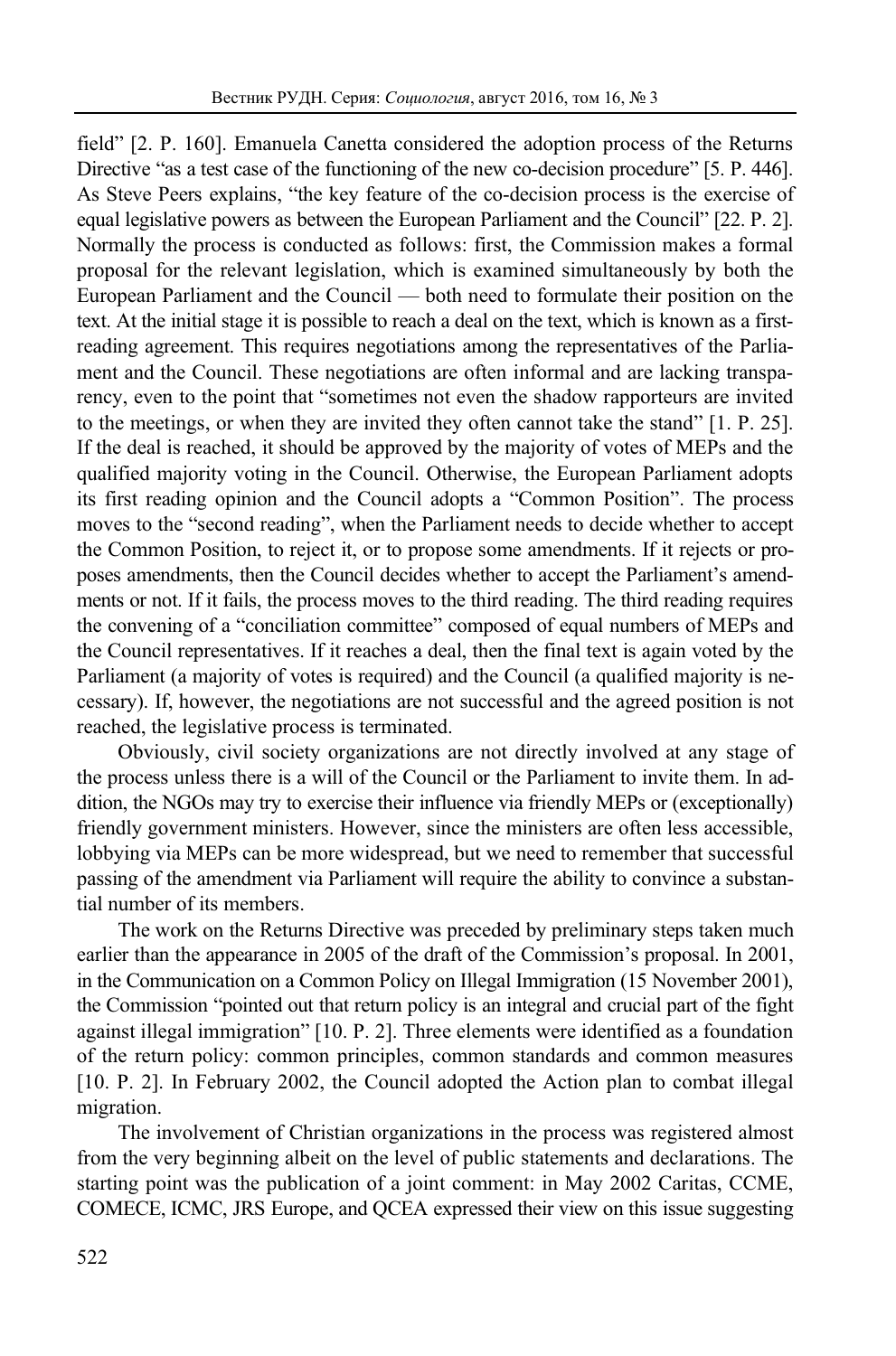field" [2. P. 160]. Emanuela Canetta considered the adoption process of the Returns Directive "as a test case of the functioning of the new co-decision procedure" [5. P. 446]. As Steve Peers explains, "the key feature of the co-decision process is the exercise of equal legislative powers as between the European Parliament and the Council" [22. P. 2]. Normally the process is conducted as follows: first, the Commission makes a formal proposal for the relevant legislation, which is examined simultaneously by both the European Parliament and the Council — both need to formulate their position on the text. At the initial stage it is possible to reach a deal on the text, which is known as a first-reading agreement. This requires negotiations among the representatives of the Parliament and the Council. These negotiations are often informal and are lacking transparency, even to the point that "sometimes not even the shadow rapporteurs are invited to the meetings, or when they are invited they often cannot take the stand" [1. P. 25]. If the deal is reached, it should be approved by the majority of votes of MEPs and the qualified majority voting in the Council. Otherwise, the European Parliament adopts its first reading opinion and the Council adopts a "Common Position". The process moves to the "second reading", when the Parliament needs to decide whether to accept the Common Position, to reject it, or to propose some amendments. If it rejects or proposes amendments, then the Council decides whether to accept the Parliament's amendments or not. If it fails, the process moves to the third reading. The third reading requires the convening of a "conciliation committee" composed of equal numbers of MEPs and the Council representatives. If it reaches a deal, then the final text is again voted by the Parliament (a majority of votes is required) and the Council (a qualified majority is necessary). If, however, the negotiations are not successful and the agreed position is not reached, the legislative process is terminated.

Obviously, civil society organizations are not directly involved at any stage of the process unless there is a will of the Council or the Parliament to invite them. In addition, the NGOs may try to exercise their influence via friendly MEPs or (exceptionally) friendly government ministers. However, since the ministers are often less accessible, lobbying via MEPs can be more widespread, but we need to remember that successful passing of the amendment via Parliament will require the ability to convince a substantial number of its members.

The work on the Returns Directive was preceded by preliminary steps taken much earlier than the appearance in 2005 of the draft of the Commission's proposal. In 2001, in the Communication on a Common Policy on Illegal Immigration (15 November 2001), the Commission "pointed out that return policy is an integral and crucial part of the fight against illegal immigration" [10. P. 2]. Three elements were identified as a foundation of the return policy: common principles, common standards and common measures [10. P. 2]. In February 2002, the Council adopted the Action plan to combat illegal migration.

The involvement of Christian organizations in the process was registered almost from the very beginning albeit on the level of public statements and declarations. The starting point was the publication of a joint comment: in May 2002 Caritas, CCME, COMECE, ICMC, JRS Europe, and QCEA expressed their view on this issue suggesting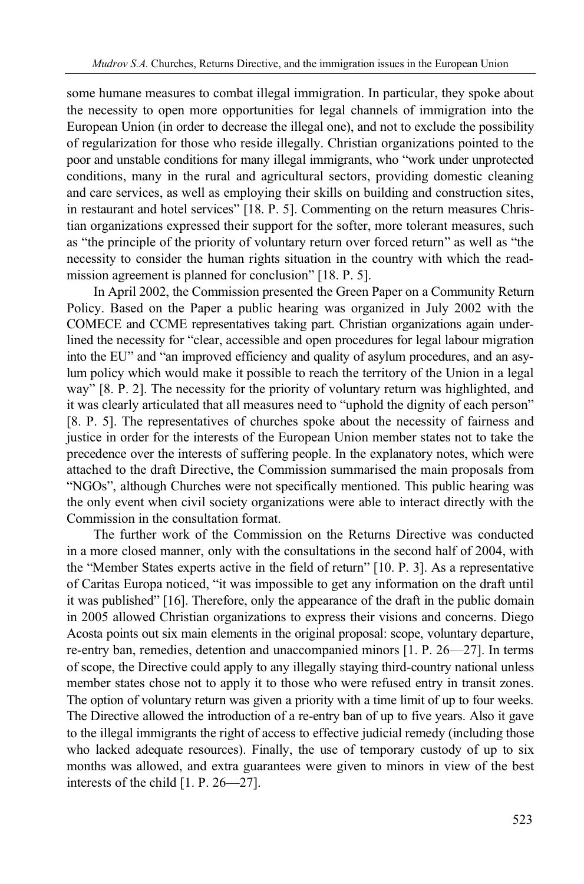some humane measures to combat illegal immigration. In particular, they spoke about the necessity to open more opportunities for legal channels of immigration into the European Union (in order to decrease the illegal one), and not to exclude the possibility of regularization for those who reside illegally. Christian organizations pointed to the poor and unstable conditions for many illegal immigrants, who "work under unprotected conditions, many in the rural and agricultural sectors, providing domestic cleaning and care services, as well as employing their skills on building and construction sites, in restaurant and hotel services" [18. P. 5]. Commenting on the return measures Christian organizations expressed their support for the softer, more tolerant measures, such as "the principle of the priority of voluntary return over forced return" as well as "the necessity to consider the human rights situation in the country with which the readmission agreement is planned for conclusion" [18. P. 5].

In April 2002, the Commission presented the Green Paper on a Community Return Policy. Based on the Paper a public hearing was organized in July 2002 with the COMECE and CCME representatives taking part. Christian organizations again underlined the necessity for "clear, accessible and open procedures for legal labour migration into the EU" and "an improved efficiency and quality of asylum procedures, and an asylum policy which would make it possible to reach the territory of the Union in a legal way" [8. P. 2]. The necessity for the priority of voluntary return was highlighted, and it was clearly articulated that all measures need to "uphold the dignity of each person" [8. P. 5]. The representatives of churches spoke about the necessity of fairness and justice in order for the interests of the European Union member states not to take the precedence over the interests of suffering people. In the explanatory notes, which were attached to the draft Directive, the Commission summarised the main proposals from "NGOs", although Churches were not specifically mentioned. This public hearing was the only event when civil society organizations were able to interact directly with the Commission in the consultation format.

The further work of the Commission on the Returns Directive was conducted in a more closed manner, only with the consultations in the second half of 2004, with the "Member States experts active in the field of return" [10. P. 3]. As a representative of Caritas Europa noticed, "it was impossible to get any information on the draft until it was published" [16]. Therefore, only the appearance of the draft in the public domain in 2005 allowed Christian organizations to express their visions and concerns. Diego Acosta points out six main elements in the original proposal: scope, voluntary departure, re-entry ban, remedies, detention and unaccompanied minors [1. P. 26—27]. In terms of scope, the Directive could apply to any illegally staying third-country national unless member states chose not to apply it to those who were refused entry in transit zones. The option of voluntary return was given a priority with a time limit of up to four weeks. The Directive allowed the introduction of a re-entry ban of up to five years. Also it gave to the illegal immigrants the right of access to effective judicial remedy (including those who lacked adequate resources). Finally, the use of temporary custody of up to six months was allowed, and extra guarantees were given to minors in view of the best interests of the child [1. P. 26—27].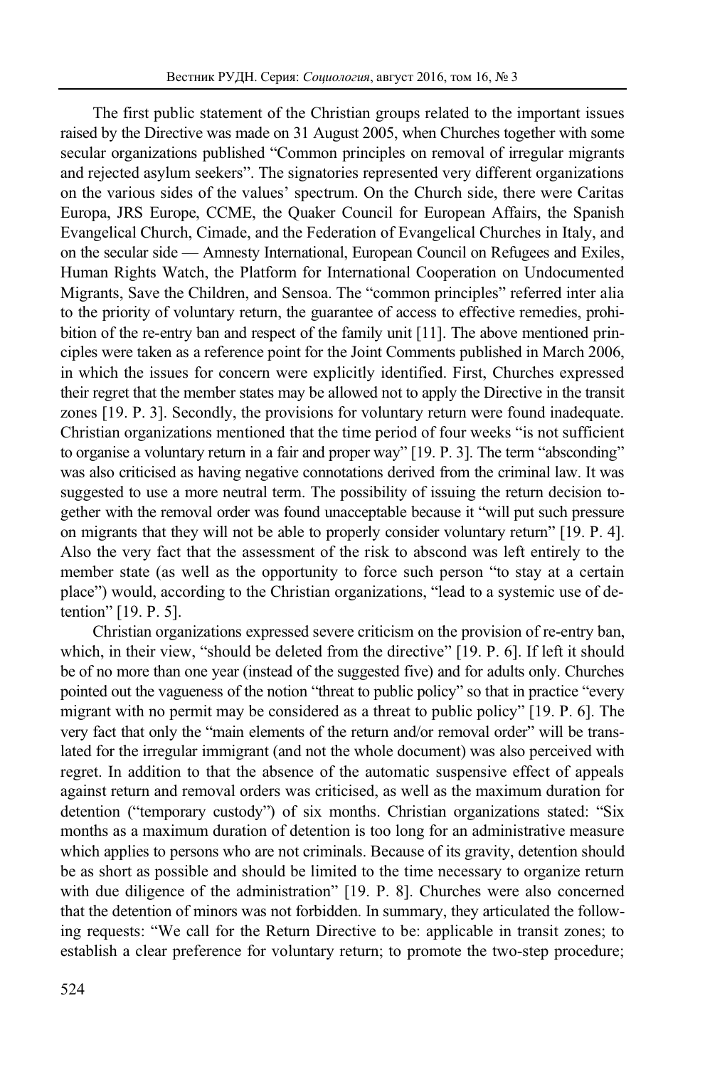The first public statement of the Christian groups related to the important issues raised by the Directive was made on 31 August 2005, when Churches together with some secular organizations published "Common principles on removal of irregular migrants and rejected asylum seekers". The signatories represented very different organizations on the various sides of the values' spectrum. On the Church side, there were Caritas Europa, JRS Europe, CCME, the Quaker Council for European Affairs, the Spanish Evangelical Church, Cimade, and the Federation of Evangelical Churches in Italy, and on the secular side — Amnesty International, European Council on Refugees and Exiles, Human Rights Watch, the Platform for International Cooperation on Undocumented Migrants, Save the Children, and Sensoa. The "common principles" referred inter alia to the priority of voluntary return, the guarantee of access to effective remedies, prohibition of the re-entry ban and respect of the family unit [11]. The above mentioned principles were taken as a reference point for the Joint Comments published in March 2006, in which the issues for concern were explicitly identified. First, Churches expressed their regret that the member states may be allowed not to apply the Directive in the transit zones [19. P. 3]. Secondly, the provisions for voluntary return were found inadequate. Christian organizations mentioned that the time period of four weeks "is not sufficient to organise a voluntary return in a fair and proper way" [19. P. 3]. The term "absconding" was also criticised as having negative connotations derived from the criminal law. It was suggested to use a more neutral term. The possibility of issuing the return decision together with the removal order was found unacceptable because it "will put such pressure on migrants that they will not be able to properly consider voluntary return" [19. P. 4]. Also the very fact that the assessment of the risk to abscond was left entirely to the member state (as well as the opportunity to force such person "to stay at a certain place") would, according to the Christian organizations, "lead to a systemic use of detention" [19. P. 5].

Christian organizations expressed severe criticism on the provision of re-entry ban, which, in their view, "should be deleted from the directive" [19. P. 6]. If left it should be of no more than one year (instead of the suggested five) and for adults only. Churches pointed out the vagueness of the notion "threat to public policy" so that in practice "every migrant with no permit may be considered as a threat to public policy" [19. P. 6]. The very fact that only the "main elements of the return and/or removal order" will be translated for the irregular immigrant (and not the whole document) was also perceived with regret. In addition to that the absence of the automatic suspensive effect of appeals against return and removal orders was criticised, as well as the maximum duration for detention ("temporary custody") of six months. Christian organizations stated: "Six months as a maximum duration of detention is too long for an administrative measure which applies to persons who are not criminals. Because of its gravity, detention should be as short as possible and should be limited to the time necessary to organize return with due diligence of the administration" [19. P. 8]. Churches were also concerned that the detention of minors was not forbidden. In summary, they articulated the following requests: "We call for the Return Directive to be: applicable in transit zones; to establish a clear preference for voluntary return; to promote the two-step procedure;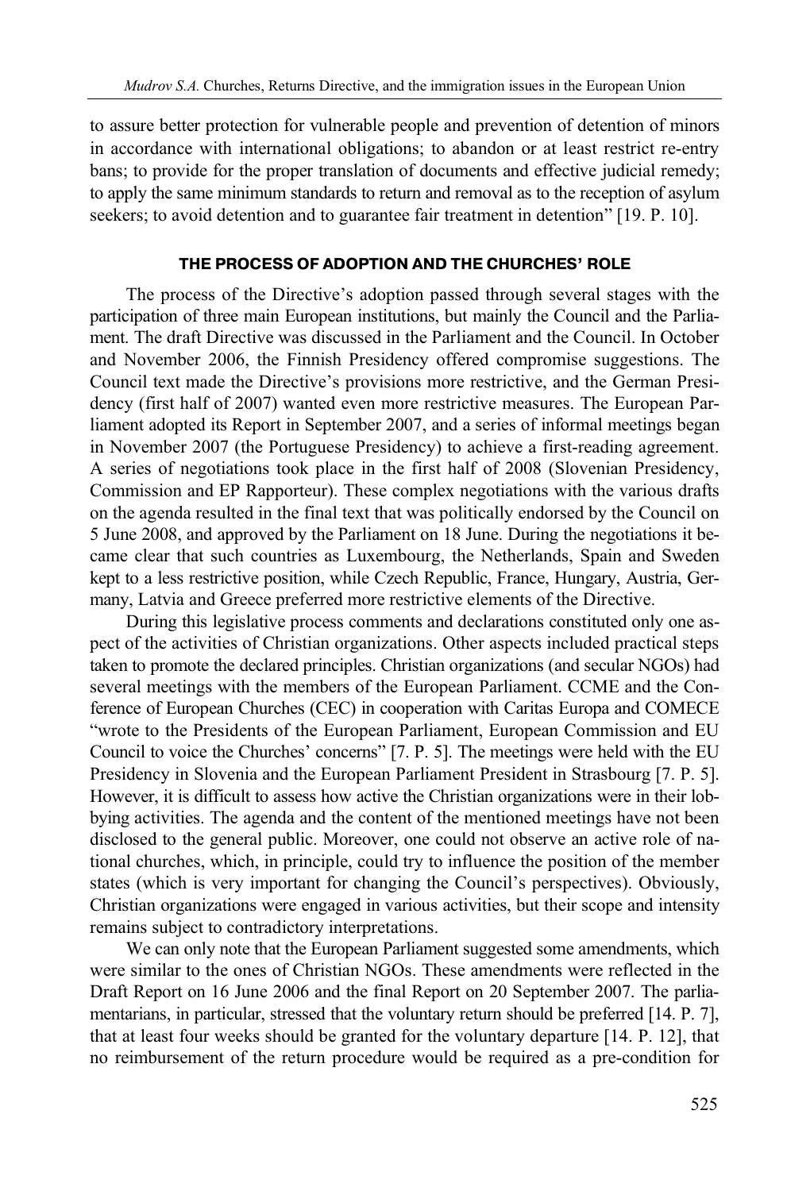to assure better protection for vulnerable people and prevention of detention of minors in accordance with international obligations; to abandon or at least restrict re-entry bans; to provide for the proper translation of documents and effective judicial remedy; to apply the same minimum standards to return and removal as to the reception of asylum seekers; to avoid detention and to guarantee fair treatment in detention" [19. P. 10].

## THE PROCESS OF ADOPTION AND THE CHURCHES' ROLE

The process of the Directive's adoption passed through several stages with the participation of three main European institutions, but mainly the Council and the Parliament. The draft Directive was discussed in the Parliament and the Council. In October and November 2006, the Finnish Presidency offered compromise suggestions. The Council text made the Directive's provisions more restrictive, and the German Presidency (first half of 2007) wanted even more restrictive measures. The European Parliament adopted its Report in September 2007, and a series of informal meetings began in November 2007 (the Portuguese Presidency) to achieve a first-reading agreement. A series of negotiations took place in the first half of 2008 (Slovenian Presidency, Commission and EP Rapporteur). These complex negotiations with the various drafts on the agenda resulted in the final text that was politically endorsed by the Council on 5 June 2008, and approved by the Parliament on 18 June. During the negotiations it became clear that such countries as Luxembourg, the Netherlands, Spain and Sweden kept to a less restrictive position, while Czech Republic, France, Hungary, Austria, Germany, Latvia and Greece preferred more restrictive elements of the Directive.

During this legislative process comments and declarations constituted only one aspect of the activities of Christian organizations. Other aspects included practical steps taken to promote the declared principles. Christian organizations (and secular NGOs) had several meetings with the members of the European Parliament. CCME and the Conference of European Churches (CEC) in cooperation with Caritas Europa and COMECE "wrote to the Presidents of the European Parliament, European Commission and EU Council to voice the Churches' concerns" [7. P. 5]. The meetings were held with the EU Presidency in Slovenia and the European Parliament President in Strasbourg [7. P. 5]. However, it is difficult to assess how active the Christian organizations were in their lobbying activities. The agenda and the content of the mentioned meetings have not been disclosed to the general public. Moreover, one could not observe an active role of national churches, which, in principle, could try to influence the position of the member states (which is very important for changing the Council's perspectives). Obviously, Christian organizations were engaged in various activities, but their scope and intensity remains subject to contradictory interpretations.

We can only note that the European Parliament suggested some amendments, which were similar to the ones of Christian NGOs. These amendments were reflected in the Draft Report on 16 June 2006 and the final Report on 20 September 2007. The parliamentarians, in particular, stressed that the voluntary return should be preferred [14. P. 7], that at least four weeks should be granted for the voluntary departure [14. P. 12], that no reimbursement of the return procedure would be required as a pre-condition for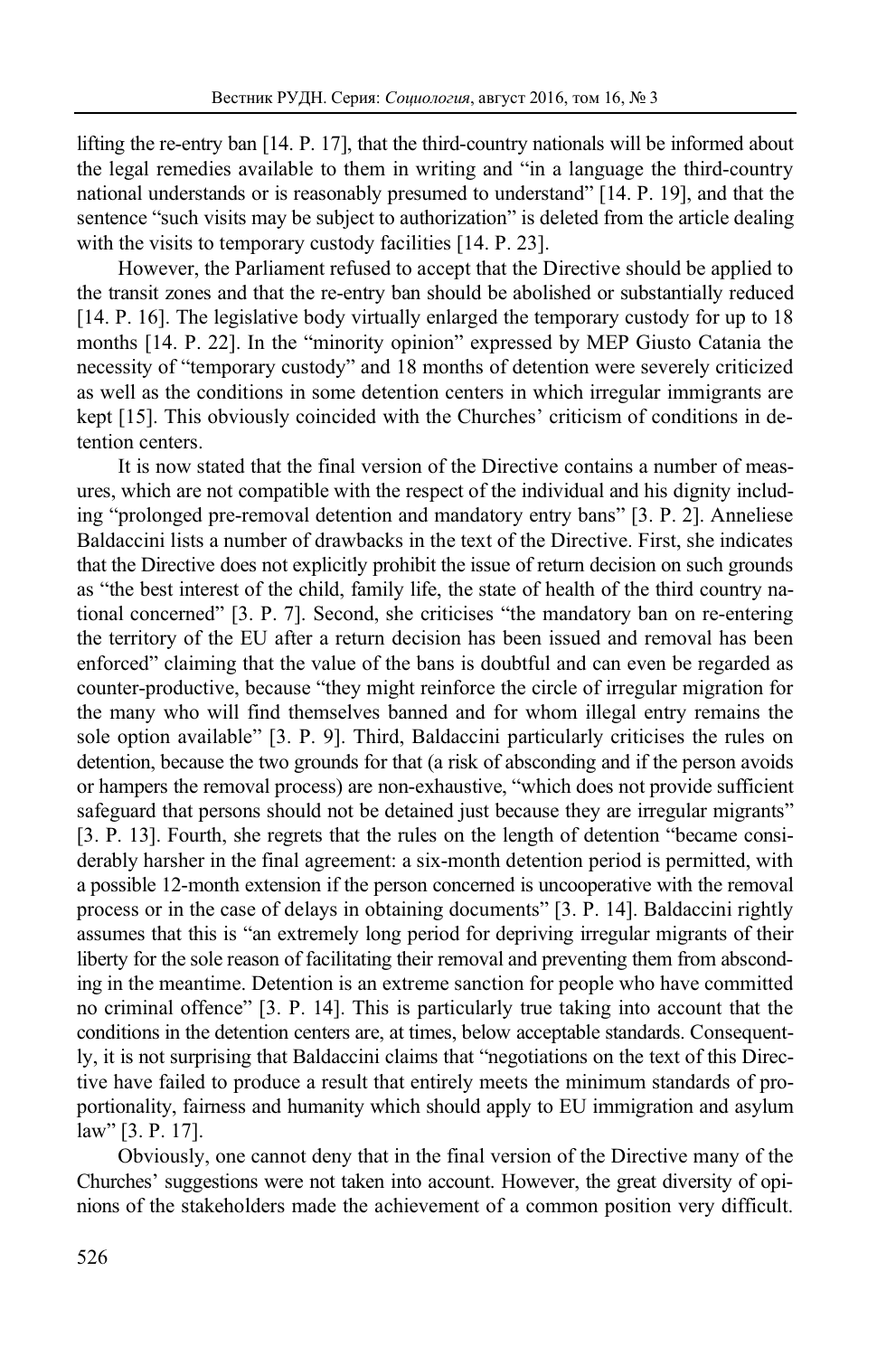lifting the re-entry ban [14. P. 17], that the third-country nationals will be informed about the legal remedies available to them in writing and "in a language the third-country national understands or is reasonably presumed to understand" [14. P. 19], and that the sentence "such visits may be subject to authorization" is deleted from the article dealing with the visits to temporary custody facilities [14. P. 23].

However, the Parliament refused to accept that the Directive should be applied to the transit zones and that the re-entry ban should be abolished or substantially reduced [14. P. 16]. The legislative body virtually enlarged the temporary custody for up to 18 months [14. P. 22]. In the "minority opinion" expressed by MEP Giusto Catania the necessity of "temporary custody" and 18 months of detention were severely criticized as well as the conditions in some detention centers in which irregular immigrants are kept [15]. This obviously coincided with the Churches' criticism of conditions in detention centers.

It is now stated that the final version of the Directive contains a number of measures, which are not compatible with the respect of the individual and his dignity including "prolonged pre-removal detention and mandatory entry bans" [3. P. 2]. Anneliese Baldaccini lists a number of drawbacks in the text of the Directive. First, she indicates that the Directive does not explicitly prohibit the issue of return decision on such grounds as "the best interest of the child, family life, the state of health of the third country national concerned" [3. P. 7]. Second, she criticises "the mandatory ban on re-entering the territory of the EU after a return decision has been issued and removal has been enforced" claiming that the value of the bans is doubtful and can even be regarded as counter-productive, because "they might reinforce the circle of irregular migration for the many who will find themselves banned and for whom illegal entry remains the sole option available" [3. P. 9]. Third, Baldaccini particularly criticises the rules on detention, because the two grounds for that (a risk of absconding and if the person avoids or hampers the removal process) are non-exhaustive, "which does not provide sufficient safeguard that persons should not be detained just because they are irregular migrants" [3. P. 13]. Fourth, she regrets that the rules on the length of detention "became considerably harsher in the final agreement: a six-month detention period is permitted, with a possible 12-month extension if the person concerned is uncooperative with the removal process or in the case of delays in obtaining documents" [3. P. 14]. Baldaccini rightly assumes that this is "an extremely long period for depriving irregular migrants of their liberty for the sole reason of facilitating their removal and preventing them from absconding in the meantime. Detention is an extreme sanction for people who have committed no criminal offence" [3. P. 14]. This is particularly true taking into account that the conditions in the detention centers are, at times, below acceptable standards. Consequently, it is not surprising that Baldaccini claims that "negotiations on the text of this Directive have failed to produce a result that entirely meets the minimum standards of proportionality, fairness and humanity which should apply to EU immigration and asylum law" [3. P. 17].

Obviously, one cannot deny that in the final version of the Directive many of the Churches' suggestions were not taken into account. However, the great diversity of opinions of the stakeholders made the achievement of a common position very difficult.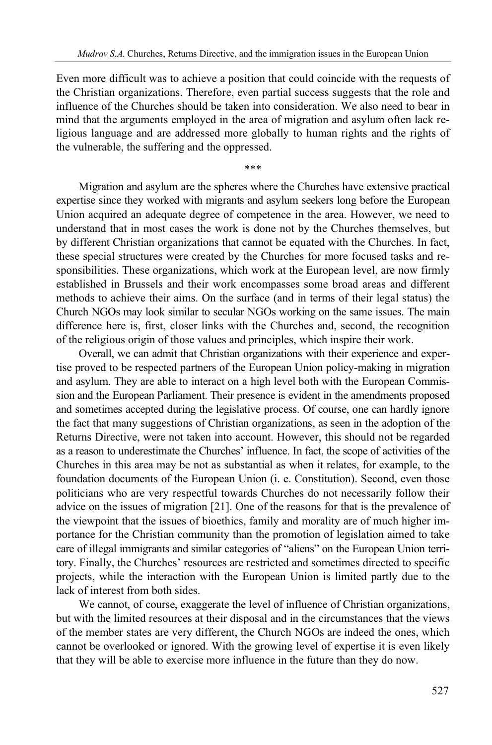Even more difficult was to achieve a position that could coincide with the requests of the Christian organizations. Therefore, even partial success suggests that the role and influence of the Churches should be taken into consideration. We also need to bear in mind that the arguments employed in the area of migration and asylum often lack religious language and are addressed more globally to human rights and the rights of the vulnerable, the suffering and the oppressed.

\*\*\*

Migration and asylum are the spheres where the Churches have extensive practical expertise since they worked with migrants and asylum seekers long before the European Union acquired an adequate degree of competence in the area. However, we need to understand that in most cases the work is done not by the Churches themselves, but by different Christian organizations that cannot be equated with the Churches. In fact, these special structures were created by the Churches for more focused tasks and responsibilities. These organizations, which work at the European level, are now firmly established in Brussels and their work encompasses some broad areas and different methods to achieve their aims. On the surface (and in terms of their legal status) the Church NGOs may look similar to secular NGOs working on the same issues. The main difference here is, first, closer links with the Churches and, second, the recognition of the religious origin of those values and principles, which inspire their work.

Overall, we can admit that Christian organizations with their experience and expertise proved to be respected partners of the European Union policy-making in migration and asylum. They are able to interact on a high level both with the European Commission and the European Parliament. Their presence is evident in the amendments proposed and sometimes accepted during the legislative process. Of course, one can hardly ignore the fact that many suggestions of Christian organizations, as seen in the adoption of the Returns Directive, were not taken into account. However, this should not be regarded as a reason to underestimate the Churches' influence. In fact, the scope of activities of the Churches in this area may be not as substantial as when it relates, for example, to the foundation documents of the European Union (i. e. Constitution). Second, even those politicians who are very respectful towards Churches do not necessarily follow their advice on the issues of migration [21]. One of the reasons for that is the prevalence of the viewpoint that the issues of bioethics, family and morality are of much higher importance for the Christian community than the promotion of legislation aimed to take care of illegal immigrants and similar categories of "aliens" on the European Union territory. Finally, the Churches' resources are restricted and sometimes directed to specific projects, while the interaction with the European Union is limited partly due to the lack of interest from both sides.

We cannot, of course, exaggerate the level of influence of Christian organizations, but with the limited resources at their disposal and in the circumstances that the views of the member states are very different, the Church NGOs are indeed the ones, which cannot be overlooked or ignored. With the growing level of expertise it is even likely that they will be able to exercise more influence in the future than they do now.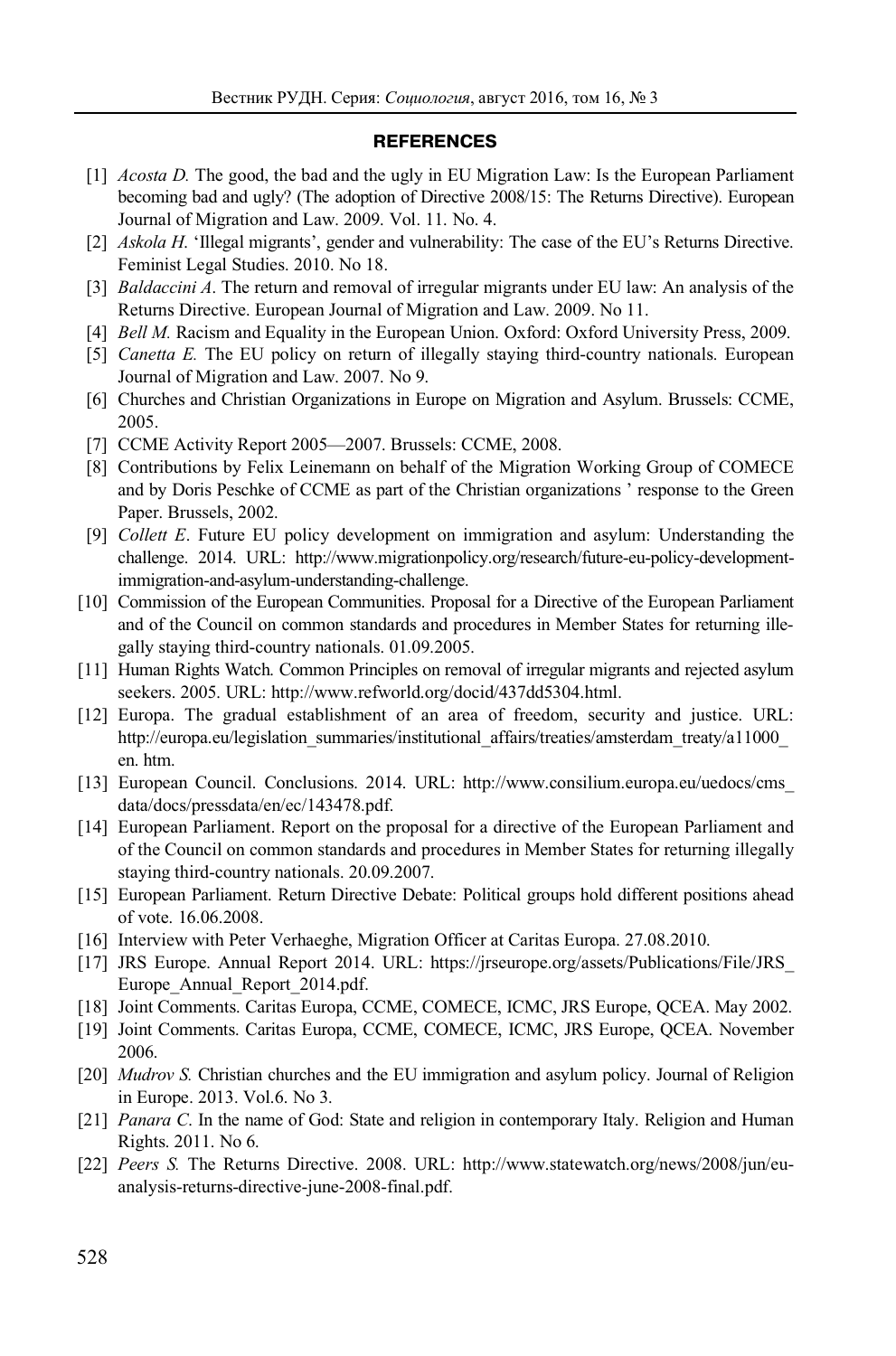## REFERENCES

[1] *Acosta D.* The good, the bad and the ugly in EU Migration Law: Is the European Parliament becoming bad and ugly? (The adoption of Directive 2008/15: The Returns Directive). European Journal of Migration and Law. 2009. Vol. 11. No. 4.

[2] *Askola H.* 'Illegal migrants', gender and vulnerability: The case of the EU's Returns Directive. Feminist Legal Studies. 2010. No 18.

[3] *Baldaccini A*. The return and removal of irregular migrants under EU law: An analysis of the Returns Directive. European Journal of Migration and Law. 2009. No 11.

[4] *Bell M.* Racism and Equality in the European Union. Oxford: Oxford University Press, 2009.

[5] *Canetta E.* The EU policy on return of illegally staying third-country nationals. European Journal of Migration and Law. 2007. No 9.

[6] Churches and Christian Organizations in Europe on Migration and Asylum. Brussels: CCME, 2005.

[7] CCME Activity Report 2005—2007. Brussels: CCME, 2008.

[8] Contributions by Felix Leinemann on behalf of the Migration Working Group of COMECE and by Doris Peschke of CCME as part of the Christian organizations ' response to the Green Paper. Brussels, 2002.

[9] *Collett E*. Future EU policy development on immigration and asylum: Understanding the challenge. 2014. URL: http://www.migrationpolicy.org/research/future-eu-policy-development-immigration-and-asylum-understanding-challenge.

[10] Commission of the European Communities. Proposal for a Directive of the European Parliament and of the Council on common standards and procedures in Member States for returning illegally staying third-country nationals. 01.09.2005.

[11] Human Rights Watch. Common Principles on removal of irregular migrants and rejected asylum seekers. 2005. URL: http://www.refworld.org/docid/437dd5304.html.

[12] Europa. The gradual establishment of an area of freedom, security and justice. URL: http://europa.eu/legislation_summaries/institutional_affairs/treaties/amsterdam_treaty/a11000_en. htm.

[13] European Council. Conclusions. 2014. URL: http://www.consilium.europa.eu/uedocs/cms_data/docs/pressdata/en/ec/143478.pdf.

[14] European Parliament. Report on the proposal for a directive of the European Parliament and of the Council on common standards and procedures in Member States for returning illegally staying third-country nationals. 20.09.2007.

[15] European Parliament. Return Directive Debate: Political groups hold different positions ahead of vote. 16.06.2008.

[16] Interview with Peter Verhaeghe, Migration Officer at Caritas Europa. 27.08.2010.

[17] JRS Europe. Annual Report 2014. URL: https://jrseurope.org/assets/Publications/File/JRS_Europe_Annual_Report_2014.pdf.

[18] Joint Comments. Caritas Europa, CCME, COMECE, ICMC, JRS Europe, QCEA. May 2002.

[19] Joint Comments. Caritas Europa, CCME, COMECE, ICMC, JRS Europe, QCEA. November 2006.

[20] *Mudrov S.* Christian churches and the EU immigration and asylum policy. Journal of Religion in Europe. 2013. Vol.6. No 3.

[21] *Panara C.* In the name of God: State and religion in contemporary Italy. Religion and Human Rights. 2011. No 6.

[22] *Peers S.* The Returns Directive. 2008. URL: http://www.statewatch.org/news/2008/jun/eu-analysis-returns-directive-june-2008-final.pdf.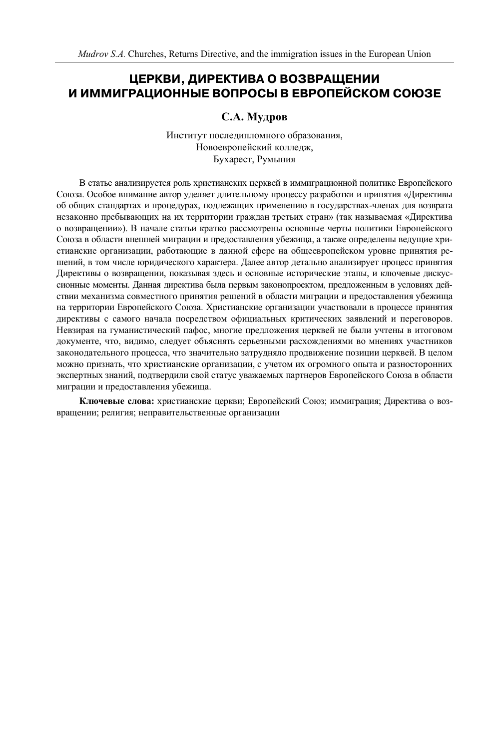# ЦЕРКВИ, ДИРЕКТИВА О ВОЗВРАЩЕНИИ И ИММИГРАЦИОННЫЕ ВОПРОСЫ В ЕВРОПЕЙСКОМ СОЮЗЕ

**С.А. Мудров**

Институт последипломного образования,
Новоевропейский колледж,
Бухарест, Румыния

В статье анализируется роль христианских церквей в иммиграционной политике Европейского Союза. Особое внимание автор уделяет длительному процессу разработки и принятия «Директивы об общих стандартах и процедурах, подлежащих применению в государствах-членах для возврата незаконно пребывающих на их территории граждан третьих стран» (так называемая «Директива о возвращении»). В начале статьи кратко рассмотрены основные черты политики Европейского Союза в области внешней миграции и предоставления убежища, а также определены ведущие христианские организации, работающие в данной сфере на общеевропейском уровне принятия решений, в том числе юридического характера. Далее автор детально анализирует процесс принятия Директивы о возвращении, показывая здесь и основные исторические этапы, и ключевые дискуссионные моменты. Данная директива была первым законопроектом, предложенным в условиях действии механизма совместного принятия решений в области миграции и предоставления убежища на территории Европейского Союза. Христианские организации участвовали в процессе принятия директивы с самого начала посредством официальных критических заявлений и переговоров. Невзирая на гуманистический пафос, многие предложения церквей не были учтены в итоговом документе, что, видимо, следует объяснять серьезными расхождениями во мнениях участников законодательного процесса, что значительно затрудняло продвижение позиции церквей. В целом можно признать, что христианские организации, с учетом их огромного опыта и разносторонних экспертных знаний, подтвердили свой статус уважаемых партнеров Европейского Союза в области миграции и предоставления убежища.

**Ключевые слова:** христианские церкви; Европейский Союз; иммиграция; Директива о возвращении; религия; неправительственные организации